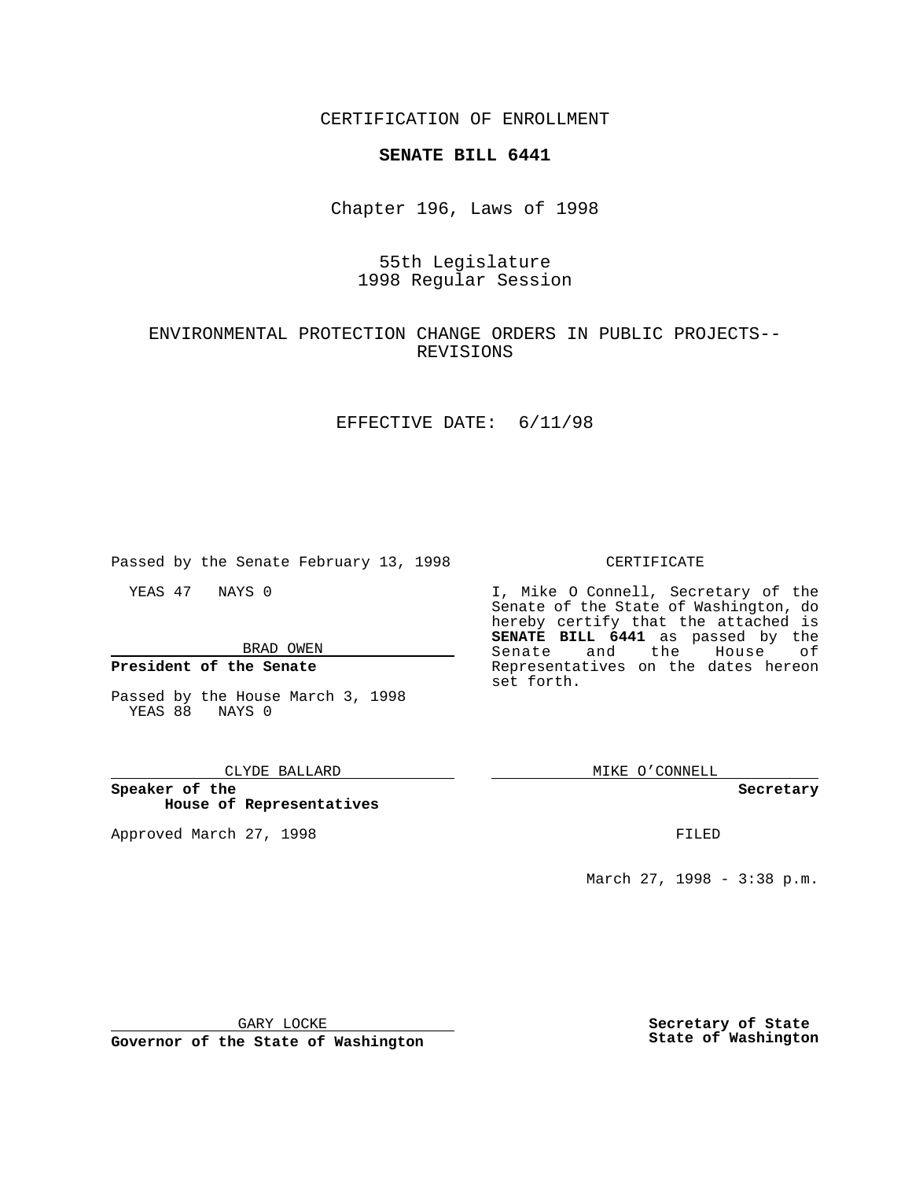CERTIFICATION OF ENROLLMENT

**SENATE BILL 6441**

Chapter 196, Laws of 1998

55th Legislature
1998 Regular Session

ENVIRONMENTAL PROTECTION CHANGE ORDERS IN PUBLIC PROJECTS--REVISIONS

EFFECTIVE DATE: 6/11/98

Passed by the Senate February 13, 1998

YEAS 47 NAYS 0

BRAD OWEN

**President of the Senate**

Passed by the House March 3, 1998
YEAS 88 NAYS 0

CLYDE BALLARD

**Speaker of the House of Representatives**

Approved March 27, 1998

GARY LOCKE

**Governor of the State of Washington**

CERTIFICATE

I, Mike O Connell, Secretary of the Senate of the State of Washington, do hereby certify that the attached is **SENATE BILL 6441** as passed by the Senate and the House of Representatives on the dates hereon set forth.

MIKE O'CONNELL

**Secretary**

FILED

March 27, 1998 - 3:38 p.m.

**Secretary of State**
**State of Washington**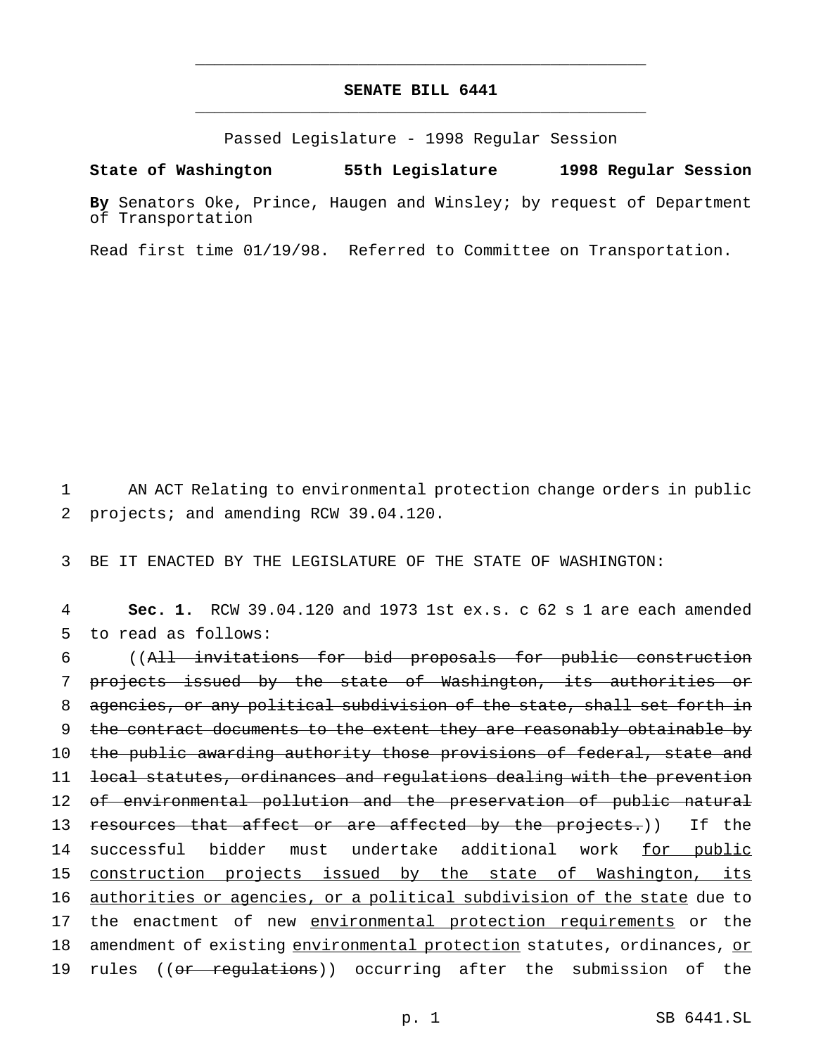# SENATE BILL 6441

Passed Legislature - 1998 Regular Session

**State of Washington 55th Legislature 1998 Regular Session**

**By** Senators Oke, Prince, Haugen and Winsley; by request of Department of Transportation

Read first time 01/19/98. Referred to Committee on Transportation.

1 AN ACT Relating to environmental protection change orders in public
2 projects; and amending RCW 39.04.120.

3 BE IT ENACTED BY THE LEGISLATURE OF THE STATE OF WASHINGTON:

4 **Sec. 1.** RCW 39.04.120 and 1973 1st ex.s. c 62 s 1 are each amended
5 to read as follows:

6 ((~~All invitations for bid proposals for public construction~~
7 ~~projects issued by the state of Washington, its authorities or~~
8 ~~agencies, or any political subdivision of the state, shall set forth in~~
9 ~~the contract documents to the extent they are reasonably obtainable by~~
10 ~~the public awarding authority those provisions of federal, state and~~
11 ~~local statutes, ordinances and regulations dealing with the prevention~~
12 ~~of environmental pollution and the preservation of public natural~~
13 ~~resources that affect or are affected by the projects.~~)) If the
14 successful bidder must undertake additional work <u>for public</u>
15 <u>construction projects issued by the state of Washington, its</u>
16 <u>authorities or agencies, or a political subdivision of the state</u> due to
17 the enactment of new <u>environmental protection requirements</u> or the
18 amendment of existing <u>environmental protection</u> statutes, ordinances, <u>or</u>
19 rules ((~~or regulations~~)) occurring after the submission of the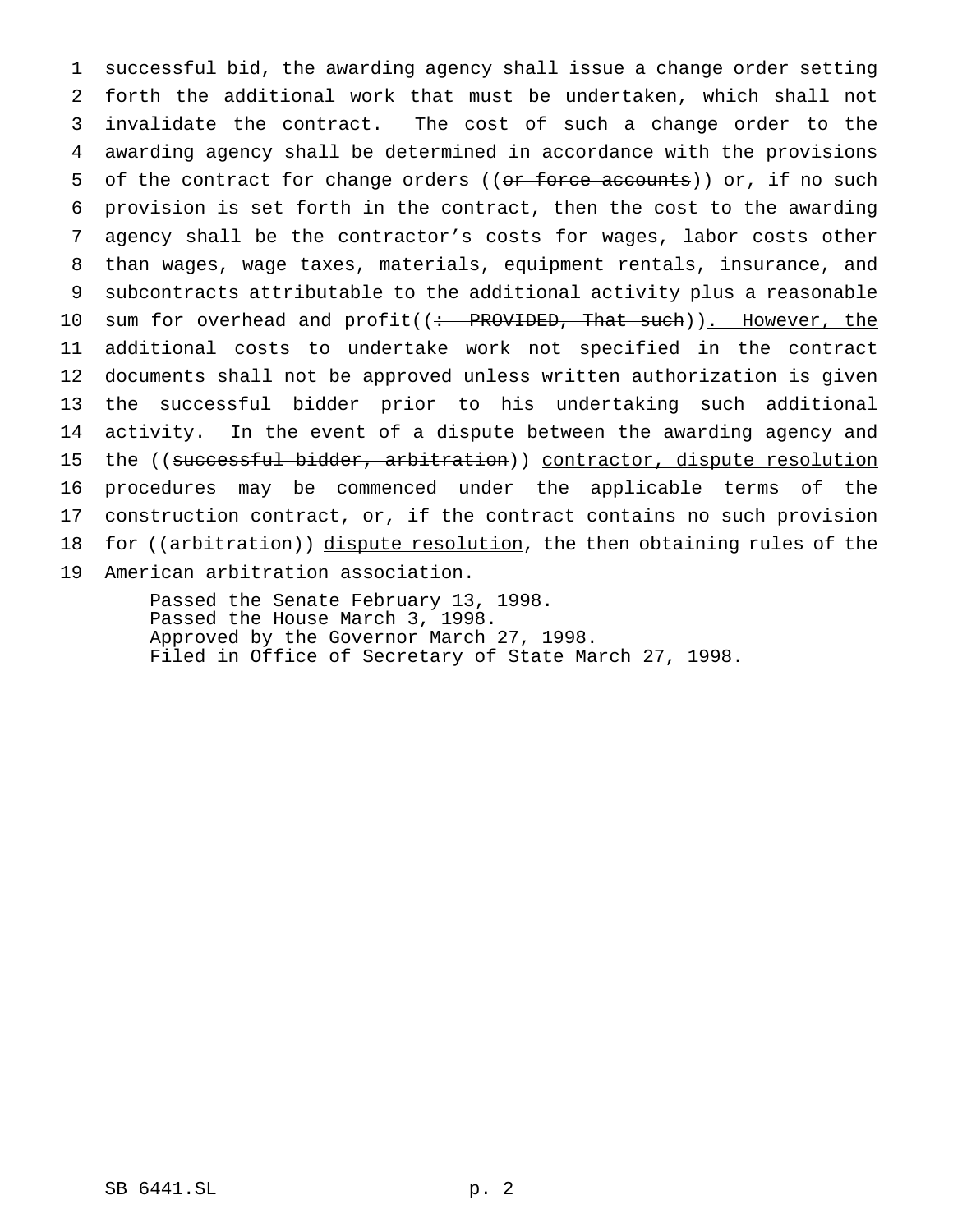successful bid, the awarding agency shall issue a change order setting forth the additional work that must be undertaken, which shall not invalidate the contract. The cost of such a change order to the awarding agency shall be determined in accordance with the provisions of the contract for change orders ((~~or force accounts~~)) or, if no such provision is set forth in the contract, then the cost to the awarding agency shall be the contractor's costs for wages, labor costs other than wages, wage taxes, materials, equipment rentals, insurance, and subcontracts attributable to the additional activity plus a reasonable sum for overhead and profit((~~: PROVIDED, That such~~))<u>. However, the</u> additional costs to undertake work not specified in the contract documents shall not be approved unless written authorization is given the successful bidder prior to his undertaking such additional activity. In the event of a dispute between the awarding agency and the ((~~successful bidder, arbitration~~)) <u>contractor, dispute resolution</u> procedures may be commenced under the applicable terms of the construction contract, or, if the contract contains no such provision for ((~~arbitration~~)) <u>dispute resolution</u>, the then obtaining rules of the American arbitration association.

Passed the Senate February 13, 1998.
Passed the House March 3, 1998.
Approved by the Governor March 27, 1998.
Filed in Office of Secretary of State March 27, 1998.